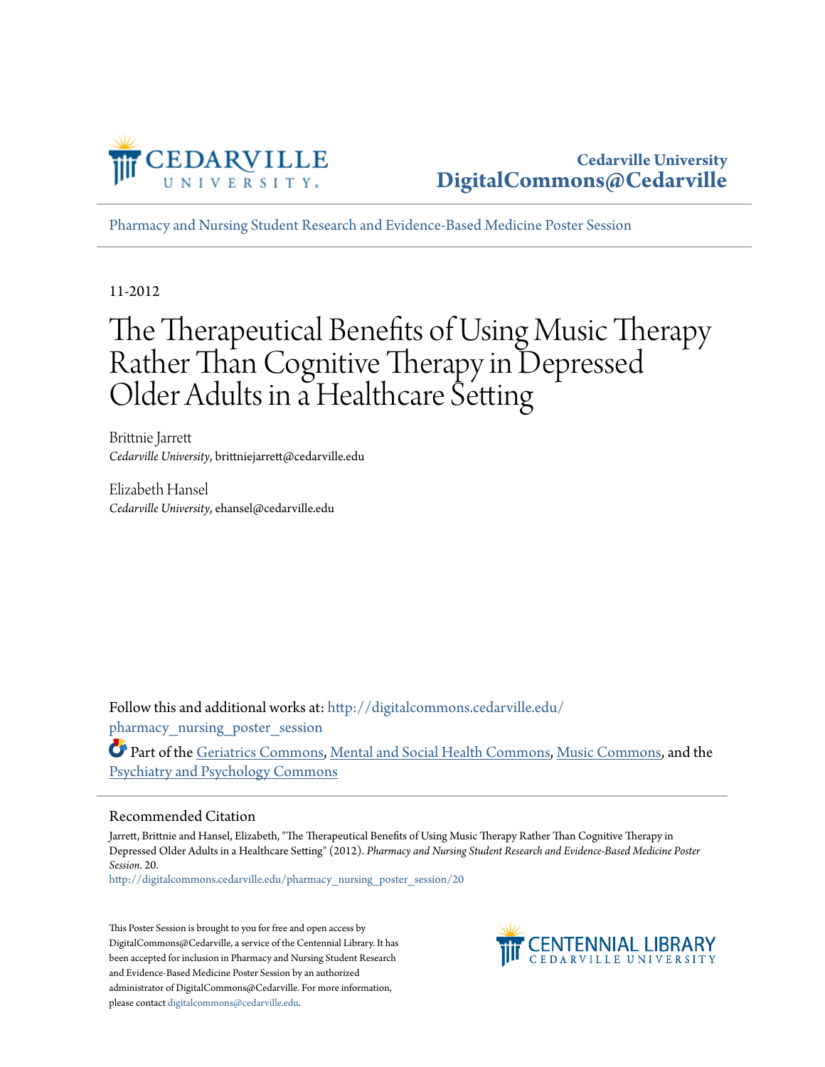Cedarville University
DigitalCommons@Cedarville

Pharmacy and Nursing Student Research and Evidence-Based Medicine Poster Session

11-2012

# The Therapeutical Benefits of Using Music Therapy Rather Than Cognitive Therapy in Depressed Older Adults in a Healthcare Setting

Brittnie Jarrett
*Cedarville University*, brittniejarrett@cedarville.edu

Elizabeth Hansel
*Cedarville University*, ehansel@cedarville.edu

Follow this and additional works at: http://digitalcommons.cedarville.edu/pharmacy_nursing_poster_session

Part of the Geriatrics Commons, Mental and Social Health Commons, Music Commons, and the Psychiatry and Psychology Commons

## Recommended Citation

Jarrett, Brittnie and Hansel, Elizabeth, "The Therapeutical Benefits of Using Music Therapy Rather Than Cognitive Therapy in Depressed Older Adults in a Healthcare Setting" (2012). *Pharmacy and Nursing Student Research and Evidence-Based Medicine Poster Session*. 20.
http://digitalcommons.cedarville.edu/pharmacy_nursing_poster_session/20

This Poster Session is brought to you for free and open access by DigitalCommons@Cedarville, a service of the Centennial Library. It has been accepted for inclusion in Pharmacy and Nursing Student Research and Evidence-Based Medicine Poster Session by an authorized administrator of DigitalCommons@Cedarville. For more information, please contact digitalcommons@cedarville.edu.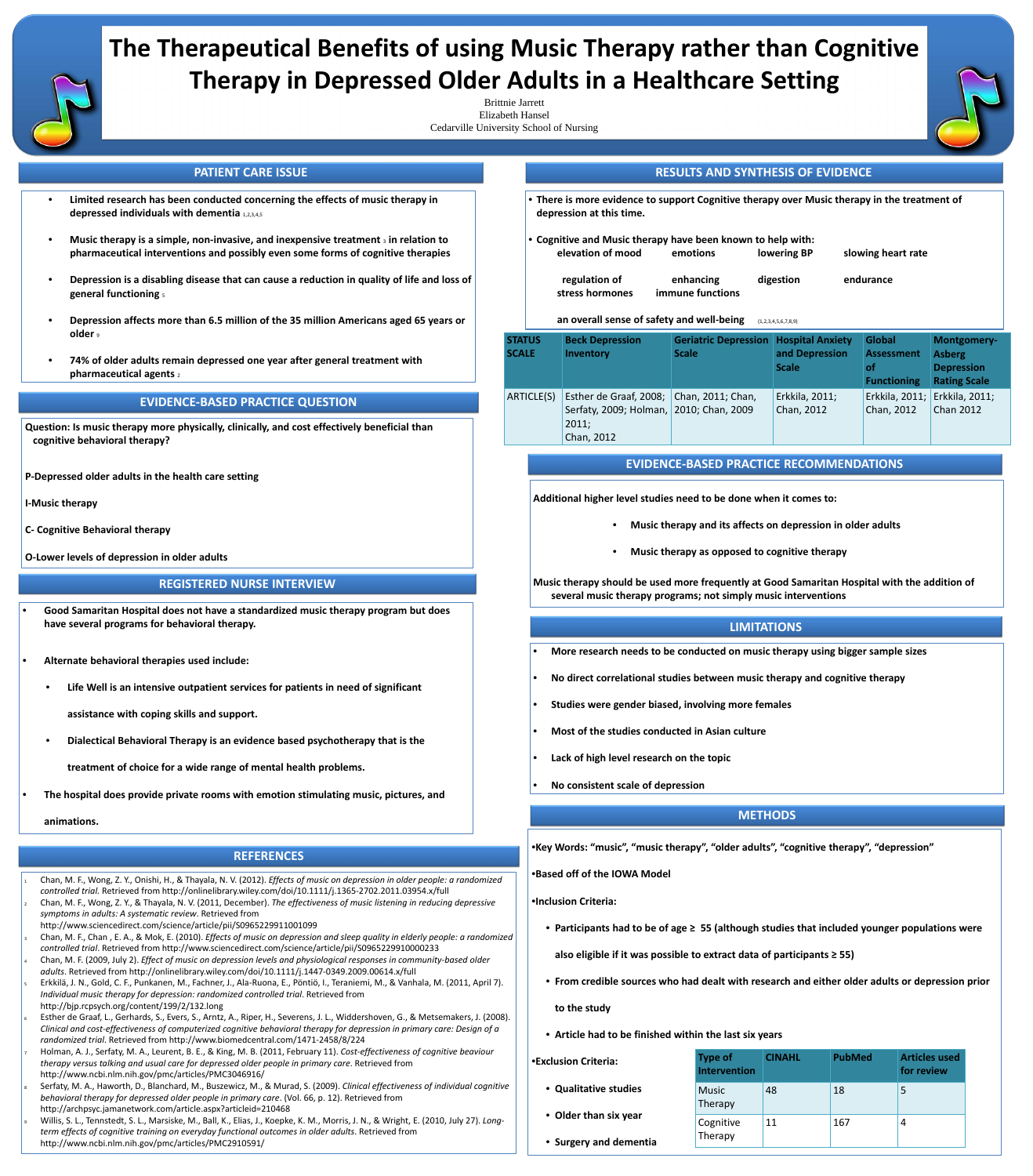# The Therapeutical Benefits of using Music Therapy rather than Cognitive Therapy in Depressed Older Adults in a Healthcare Setting

Brittnie Jarrett
Elizabeth Hansel
Cedarville University School of Nursing

## PATIENT CARE ISSUE

- **Limited research has been conducted concerning the effects of music therapy in depressed individuals with dementia** [1,2,3,4,5]
- **Music therapy is a simple, non-invasive, and inexpensive treatment** [3] **in relation to pharmaceutical interventions and possibly even some forms of cognitive therapies**
- **Depression is a disabling disease that can cause a reduction in quality of life and loss of general functioning** [5]
- **Depression affects more than 6.5 million of the 35 million Americans aged 65 years or older** [9]
- **74% of older adults remain depressed one year after general treatment with pharmaceutical agents** [2]

## EVIDENCE-BASED PRACTICE QUESTION

**Question: Is music therapy more physically, clinically, and cost effectively beneficial than cognitive behavioral therapy?**

**P-Depressed older adults in the health care setting**

**I-Music therapy**

**C- Cognitive Behavioral therapy**

**O-Lower levels of depression in older adults**

## REGISTERED NURSE INTERVIEW

- **Good Samaritan Hospital does not have a standardized music therapy program but does have several programs for behavioral therapy.**
- **Alternate behavioral therapies used include:**
  - **Life Well is an intensive outpatient services for patients in need of significant assistance with coping skills and support.**
  - **Dialectical Behavioral Therapy is an evidence based psychotherapy that is the treatment of choice for a wide range of mental health problems.**
- **The hospital does provide private rooms with emotion stimulating music, pictures, and animations.**

## REFERENCES

1. Chan, M. F., Wong, Z. Y., Onishi, H., & Thayala, N. V. (2012). *Effects of music on depression in older people: a randomized controlled trial.* Retrieved from http://onlinelibrary.wiley.com/doi/10.1111/j.1365-2702.2011.03954.x/full
2. Chan, M. F., Wong, Z. Y., & Thayala, N. V. (2011, December). *The effectiveness of music listening in reducing depressive symptoms in adults: A systematic review*. Retrieved from http://www.sciencedirect.com/science/article/pii/S0965229911001099
3. Chan, M. F., Chan , E. A., & Mok, E. (2010). *Effects of music on depression and sleep quality in elderly people: a randomized controlled trial.* Retrieved from http://www.sciencedirect.com/science/article/pii/S0965229910000233
4. Chan, M. F. (2009, July 2). *Effect of music on depression levels and physiological responses in community-based older adults*. Retrieved from http://onlinelibrary.wiley.com/doi/10.1111/j.1447-0349.2009.00614.x/full
5. Erkkilä, J. N., Gold, C. F., Punkanen, M., Fachner, J., Ala-Ruona, E., Pöntiö, I., Teraniemi, M., & Vanhala, M. (2011, April 7). *Individual music therapy for depression: randomized controlled trial*. Retrieved from http://bjp.rcpsych.org/content/199/2/132.long
6. Esther de Graaf, L., Gerhards, S., Evers, S., Arntz, A., Riper, H., Severens, J. L., Widdershoven, G., & Metsemakers, J. (2008). *Clinical and cost-effectiveness of computerized cognitive behavioral therapy for depression in primary care: Design of a randomized trial*. Retrieved from http://www.biomedcentral.com/1471-2458/8/224
7. Holman, A. J., Serfaty, M. A., Leurent, B. E., & King, M. B. (2011, February 11). *Cost-effectiveness of cognitive beaviour therapy versus talking and usual care for depressed older people in primary care*. Retrieved from http://www.ncbi.nlm.nih.gov/pmc/articles/PMC3046916/
8. Serfaty, M. A., Haworth, D., Blanchard, M., Buszewicz, M., & Murad, S. (2009). *Clinical effectiveness of individual cognitive behavioral therapy for depressed older people in primary care*. (Vol. 66, p. 12). Retrieved from http://archpsyc.jamanetwork.com/article.aspx?articleid=210468
9. Willis, S. L., Tennstedt, S. L., Marsiske, M., Ball, K., Elias, J., Koepke, K. M., Morris, J. N., & Wright, E. (2010, July 27). *Long-term effects of cognitive training on everyday functional outcomes in older adults*. Retrieved from http://www.ncbi.nlm.nih.gov/pmc/articles/PMC2910591/

## RESULTS AND SYNTHESIS OF EVIDENCE

- **There is more evidence to support Cognitive therapy over Music therapy in the treatment of depression at this time.**
- **Cognitive and Music therapy have been known to help with:**

**elevation of mood** | **emotions** | **lowering BP** | **slowing heart rate**

**regulation of stress hormones** | **enhancing immune functions** | **digestion** | **endurance**

**an overall sense of safety and well-being** (1,2,3,4,5,6,7,8,9)

| STATUS SCALE | Beck Depression Inventory | Geriatric Depression Scale | Hospital Anxiety and Depression Scale | Global Assessment of Functioning | Montgomery-Asberg Depression Rating Scale |
|---|---|---|---|---|---|
| ARTICLE(S) | Esther de Graaf, 2008; Serfaty, 2009; Holman, 2011; Chan, 2012 | Chan, 2011; Chan, 2010; Chan, 2009 | Erkkila, 2011; Chan, 2012 | Erkkila, 2011; Chan, 2012 | Erkkila, 2011; Chan 2012 |

## EVIDENCE-BASED PRACTICE RECOMMENDATIONS

**Additional higher level studies need to be done when it comes to:**

- **Music therapy and its affects on depression in older adults**
- **Music therapy as opposed to cognitive therapy**

**Music therapy should be used more frequently at Good Samaritan Hospital with the addition of several music therapy programs; not simply music interventions**

## LIMITATIONS

- **More research needs to be conducted on music therapy using bigger sample sizes**
- **No direct correlational studies between music therapy and cognitive therapy**
- **Studies were gender biased, involving more females**
- **Most of the studies conducted in Asian culture**
- **Lack of high level research on the topic**
- **No consistent scale of depression**

## METHODS

- **Key Words: "music", "music therapy", "older adults", "cognitive therapy", "depression"**
- **Based off of the IOWA Model**
- **Inclusion Criteria:**
  - **Participants had to be of age ≥ 55 (although studies that included younger populations were also eligible if it was possible to extract data of participants ≥ 55)**
  - **From credible sources who had dealt with research and either older adults or depression prior to the study**
  - **Article had to be finished within the last six years**
- **Exclusion Criteria:**
  - **Qualitative studies**
  - **Older than six year**
  - **Surgery and dementia**

| Type of Intervention | CINAHL | PubMed | Articles used for review |
|---|---|---|---|
| Music Therapy | 48 | 18 | 5 |
| Cognitive Therapy | 11 | 167 | 4 |